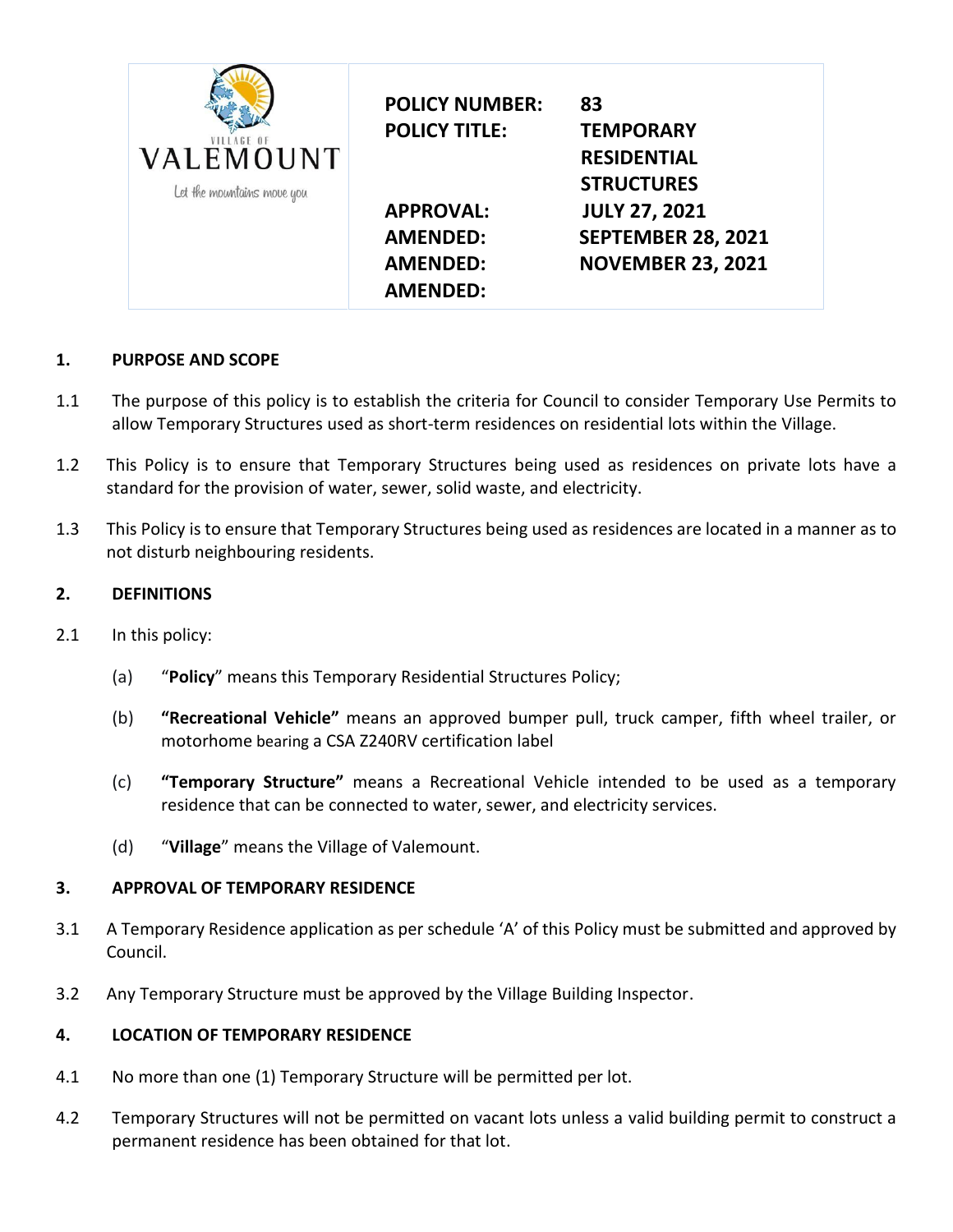| VILLAGE OF VALEMOUNT<br>Let the mountains move you | **POLICY NUMBER:** | **83** |
|---|---|---|
| | **POLICY TITLE:** | **TEMPORARY RESIDENTIAL STRUCTURES** |
| | **APPROVAL:** | **JULY 27, 2021** |
| | **AMENDED:** | **SEPTEMBER 28, 2021** |
| | **AMENDED:** | **NOVEMBER 23, 2021** |
| | **AMENDED:** | |

## 1. PURPOSE AND SCOPE

1.1 The purpose of this policy is to establish the criteria for Council to consider Temporary Use Permits to allow Temporary Structures used as short-term residences on residential lots within the Village.

1.2 This Policy is to ensure that Temporary Structures being used as residences on private lots have a standard for the provision of water, sewer, solid waste, and electricity.

1.3 This Policy is to ensure that Temporary Structures being used as residences are located in a manner as to not disturb neighbouring residents.

## 2. DEFINITIONS

2.1 In this policy:

(a) "**Policy**" means this Temporary Residential Structures Policy;

(b) **"Recreational Vehicle"** means an approved bumper pull, truck camper, fifth wheel trailer, or motorhome bearing a CSA Z240RV certification label

(c) **"Temporary Structure"** means a Recreational Vehicle intended to be used as a temporary residence that can be connected to water, sewer, and electricity services.

(d) "**Village**" means the Village of Valemount.

## 3. APPROVAL OF TEMPORARY RESIDENCE

3.1 A Temporary Residence application as per schedule 'A' of this Policy must be submitted and approved by Council.

3.2 Any Temporary Structure must be approved by the Village Building Inspector.

## 4. LOCATION OF TEMPORARY RESIDENCE

4.1 No more than one (1) Temporary Structure will be permitted per lot.

4.2 Temporary Structures will not be permitted on vacant lots unless a valid building permit to construct a permanent residence has been obtained for that lot.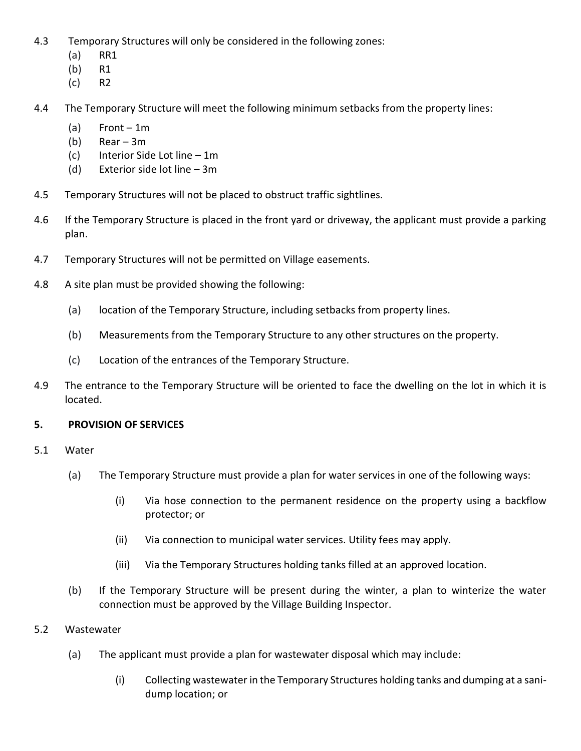4.3 Temporary Structures will only be considered in the following zones:
   (a) RR1
   (b) R1
   (c) R2

4.4 The Temporary Structure will meet the following minimum setbacks from the property lines:
   (a) Front – 1m
   (b) Rear – 3m
   (c) Interior Side Lot line – 1m
   (d) Exterior side lot line – 3m

4.5 Temporary Structures will not be placed to obstruct traffic sightlines.

4.6 If the Temporary Structure is placed in the front yard or driveway, the applicant must provide a parking plan.

4.7 Temporary Structures will not be permitted on Village easements.

4.8 A site plan must be provided showing the following:

   (a) location of the Temporary Structure, including setbacks from property lines.

   (b) Measurements from the Temporary Structure to any other structures on the property.

   (c) Location of the entrances of the Temporary Structure.

4.9 The entrance to the Temporary Structure will be oriented to face the dwelling on the lot in which it is located.

**5. PROVISION OF SERVICES**

5.1 Water

   (a) The Temporary Structure must provide a plan for water services in one of the following ways:

      (i) Via hose connection to the permanent residence on the property using a backflow protector; or

      (ii) Via connection to municipal water services. Utility fees may apply.

      (iii) Via the Temporary Structures holding tanks filled at an approved location.

   (b) If the Temporary Structure will be present during the winter, a plan to winterize the water connection must be approved by the Village Building Inspector.

5.2 Wastewater

   (a) The applicant must provide a plan for wastewater disposal which may include:

      (i) Collecting wastewater in the Temporary Structures holding tanks and dumping at a sani-dump location; or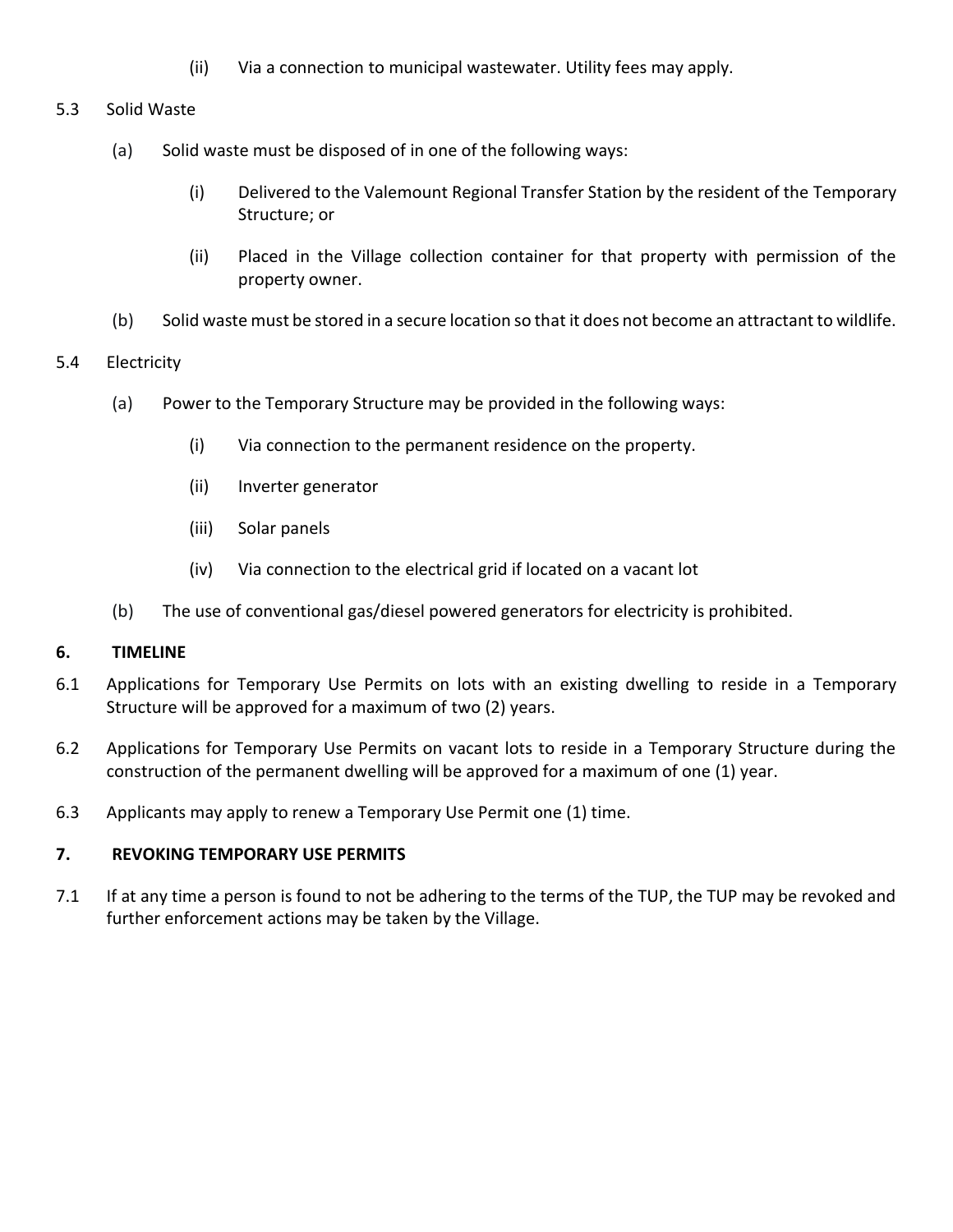(ii) Via a connection to municipal wastewater. Utility fees may apply.

5.3 Solid Waste

(a) Solid waste must be disposed of in one of the following ways:

(i) Delivered to the Valemount Regional Transfer Station by the resident of the Temporary Structure; or

(ii) Placed in the Village collection container for that property with permission of the property owner.

(b) Solid waste must be stored in a secure location so that it does not become an attractant to wildlife.

5.4 Electricity

(a) Power to the Temporary Structure may be provided in the following ways:

(i) Via connection to the permanent residence on the property.

(ii) Inverter generator

(iii) Solar panels

(iv) Via connection to the electrical grid if located on a vacant lot

(b) The use of conventional gas/diesel powered generators for electricity is prohibited.

## 6. TIMELINE

6.1 Applications for Temporary Use Permits on lots with an existing dwelling to reside in a Temporary Structure will be approved for a maximum of two (2) years.

6.2 Applications for Temporary Use Permits on vacant lots to reside in a Temporary Structure during the construction of the permanent dwelling will be approved for a maximum of one (1) year.

6.3 Applicants may apply to renew a Temporary Use Permit one (1) time.

## 7. REVOKING TEMPORARY USE PERMITS

7.1 If at any time a person is found to not be adhering to the terms of the TUP, the TUP may be revoked and further enforcement actions may be taken by the Village.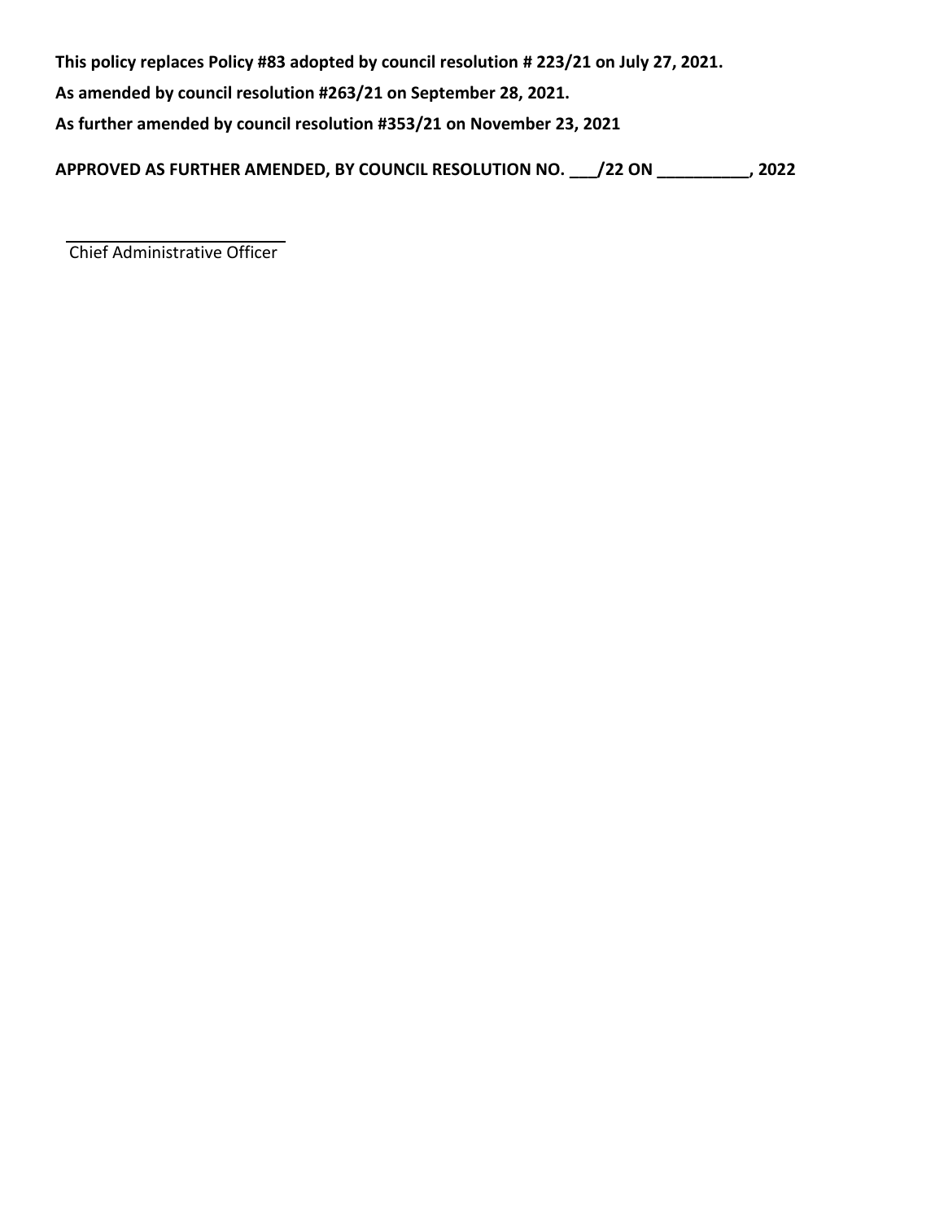**This policy replaces Policy #83 adopted by council resolution # 223/21 on July 27, 2021.**

**As amended by council resolution #263/21 on September 28, 2021.**

**As further amended by council resolution #353/21 on November 23, 2021**

**APPROVED AS FURTHER AMENDED, BY COUNCIL RESOLUTION NO. ___/22 ON __________, 2022**

_________________________

Chief Administrative Officer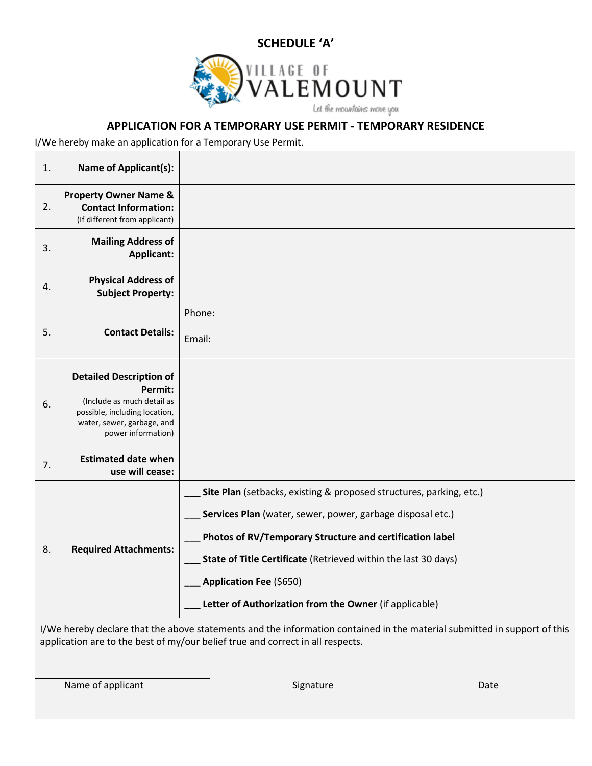## SCHEDULE 'A'

VILLAGE OF VALEMOUNT

Let the mountains move you

### APPLICATION FOR A TEMPORARY USE PERMIT - TEMPORARY RESIDENCE

I/We hereby make an application for a Temporary Use Permit.

| | | |
|---|---|---|
| 1. | **Name of Applicant(s):** | |
| 2. | **Property Owner Name & Contact Information:** (If different from applicant) | |
| 3. | **Mailing Address of Applicant:** | |
| 4. | **Physical Address of Subject Property:** | |
| 5. | **Contact Details:** | Phone:<br><br>Email: |
| 6. | **Detailed Description of Permit:** (Include as much detail as possible, including location, water, sewer, garbage, and power information) | |
| 7. | **Estimated date when use will cease:** | |
| 8. | **Required Attachments:** | ___ **Site Plan** (setbacks, existing & proposed structures, parking, etc.)<br>___ **Services Plan** (water, sewer, power, garbage disposal etc.)<br>___ **Photos of RV/Temporary Structure and certification label**<br>___ **State of Title Certificate** (Retrieved within the last 30 days)<br>___ **Application Fee** ($650)<br>___ **Letter of Authorization from the Owner** (if applicable) |

I/We hereby declare that the above statements and the information contained in the material submitted in support of this application are to the best of my/our belief true and correct in all respects.

| | | |
|---|---|---|
| Name of applicant | Signature | Date |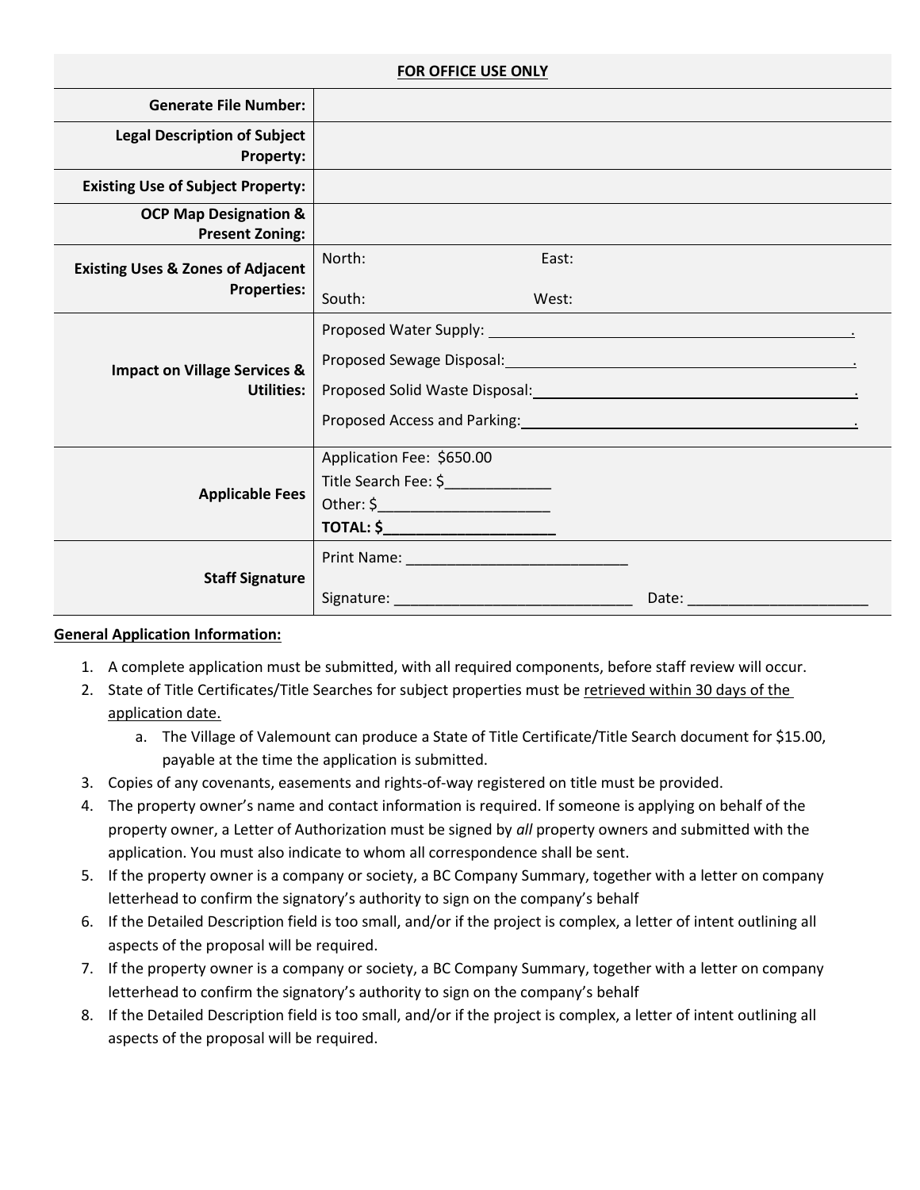| FOR OFFICE USE ONLY | |
|---|---|
| **Generate File Number:** | |
| **Legal Description of Subject Property:** | |
| **Existing Use of Subject Property:** | |
| **OCP Map Designation & Present Zoning:** | |
| **Existing Uses & Zones of Adjacent Properties:** | North: East: <br> South: West: |
| **Impact on Village Services & Utilities:** | Proposed Water Supply: ______________________. <br> Proposed Sewage Disposal: ______________________. <br> Proposed Solid Waste Disposal: ______________________. <br> Proposed Access and Parking: ______________________. |
| **Applicable Fees** | Application Fee: $650.00 <br> Title Search Fee: $_____________ <br> Other: $_____________________ <br> **TOTAL: $_____________________** |
| **Staff Signature** | Print Name: ___________________________ <br> Signature: _____________________________ Date: ______________________ |

**General Application Information:**

1. A complete application must be submitted, with all required components, before staff review will occur.
2. State of Title Certificates/Title Searches for subject properties must be retrieved within 30 days of the application date.
   a. The Village of Valemount can produce a State of Title Certificate/Title Search document for $15.00, payable at the time the application is submitted.
3. Copies of any covenants, easements and rights-of-way registered on title must be provided.
4. The property owner's name and contact information is required. If someone is applying on behalf of the property owner, a Letter of Authorization must be signed by *all* property owners and submitted with the application. You must also indicate to whom all correspondence shall be sent.
5. If the property owner is a company or society, a BC Company Summary, together with a letter on company letterhead to confirm the signatory's authority to sign on the company's behalf
6. If the Detailed Description field is too small, and/or if the project is complex, a letter of intent outlining all aspects of the proposal will be required.
7. If the property owner is a company or society, a BC Company Summary, together with a letter on company letterhead to confirm the signatory's authority to sign on the company's behalf
8. If the Detailed Description field is too small, and/or if the project is complex, a letter of intent outlining all aspects of the proposal will be required.